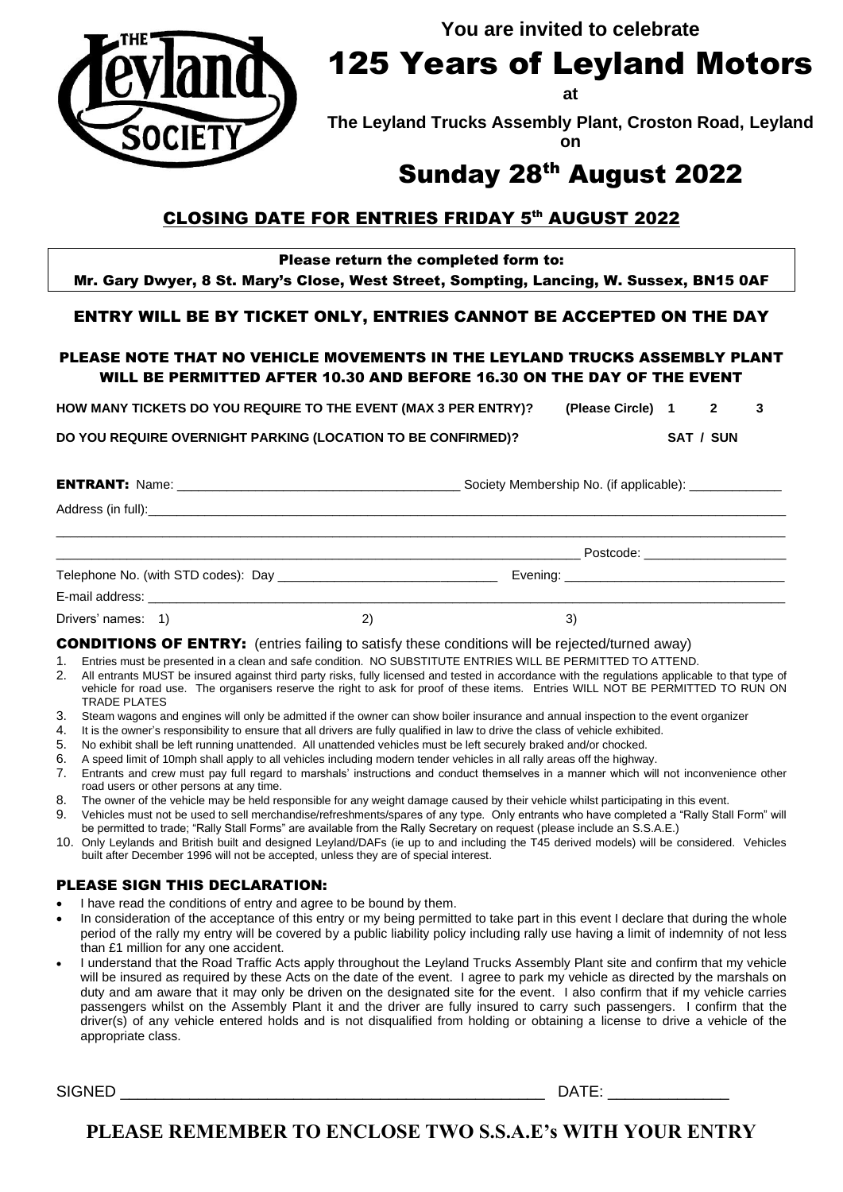THE Leyland SOCIETY

**You are invited to celebrate**

# 125 Years of Leyland Motors

**at**

**The Leyland Trucks Assembly Plant, Croston Road, Leyland**

**on**

# Sunday 28th August 2022

## CLOSING DATE FOR ENTRIES FRIDAY 5th AUGUST 2022

**Please return the completed form to:**
**Mr. Gary Dwyer, 8 St. Mary's Close, West Street, Sompting, Lancing, W. Sussex, BN15 0AF**

### ENTRY WILL BE BY TICKET ONLY, ENTRIES CANNOT BE ACCEPTED ON THE DAY

### PLEASE NOTE THAT NO VEHICLE MOVEMENTS IN THE LEYLAND TRUCKS ASSEMBLY PLANT WILL BE PERMITTED AFTER 10.30 AND BEFORE 16.30 ON THE DAY OF THE EVENT

**HOW MANY TICKETS DO YOU REQUIRE TO THE EVENT (MAX 3 PER ENTRY)?** (Please Circle) 1 2 3

**DO YOU REQUIRE OVERNIGHT PARKING (LOCATION TO BE CONFIRMED)?** SAT / SUN

**ENTRANT:** Name: ______________________ Society Membership No. (if applicable): __________

Address (in full):______________________________________________

__________________________________________________________

______________________________________ Postcode: ______________

Telephone No. (with STD codes): Day ____________________ Evening: ____________________

E-mail address: ___________________________________________

Drivers' names: 1) 2) 3)

**CONDITIONS OF ENTRY:** (entries failing to satisfy these conditions will be rejected/turned away)

1. Entries must be presented in a clean and safe condition. NO SUBSTITUTE ENTRIES WILL BE PERMITTED TO ATTEND.
2. All entrants MUST be insured against third party risks, fully licensed and tested in accordance with the regulations applicable to that type of vehicle for road use. The organisers reserve the right to ask for proof of these items. Entries WILL NOT BE PERMITTED TO RUN ON TRADE PLATES
3. Steam wagons and engines will only be admitted if the owner can show boiler insurance and annual inspection to the event organizer
4. It is the owner's responsibility to ensure that all drivers are fully qualified in law to drive the class of vehicle exhibited.
5. No exhibit shall be left running unattended. All unattended vehicles must be left securely braked and/or chocked.
6. A speed limit of 10mph shall apply to all vehicles including modern tender vehicles in all rally areas off the highway.
7. Entrants and crew must pay full regard to marshals' instructions and conduct themselves in a manner which will not inconvenience other road users or other persons at any time.
8. The owner of the vehicle may be held responsible for any weight damage caused by their vehicle whilst participating in this event.
9. Vehicles must not be used to sell merchandise/refreshments/spares of any type. Only entrants who have completed a "Rally Stall Form" will be permitted to trade; "Rally Stall Forms" are available from the Rally Secretary on request (please include an S.S.A.E.)
10. Only Leylands and British built and designed Leyland/DAFs (ie up to and including the T45 derived models) will be considered. Vehicles built after December 1996 will not be accepted, unless they are of special interest.

### PLEASE SIGN THIS DECLARATION:

- I have read the conditions of entry and agree to be bound by them.
- In consideration of the acceptance of this entry or my being permitted to take part in this event I declare that during the whole period of the rally my entry will be covered by a public liability policy including rally use having a limit of indemnity of not less than £1 million for any one accident.
- I understand that the Road Traffic Acts apply throughout the Leyland Trucks Assembly Plant site and confirm that my vehicle will be insured as required by these Acts on the date of the event. I agree to park my vehicle as directed by the marshals on duty and am aware that it may only be driven on the designated site for the event. I also confirm that if my vehicle carries passengers whilst on the Assembly Plant it and the driver are fully insured to carry such passengers. I confirm that the driver(s) of any vehicle entered holds and is not disqualified from holding or obtaining a license to drive a vehicle of the appropriate class.

SIGNED ______________________________ DATE: ____________

**PLEASE REMEMBER TO ENCLOSE TWO S.S.A.E's WITH YOUR ENTRY**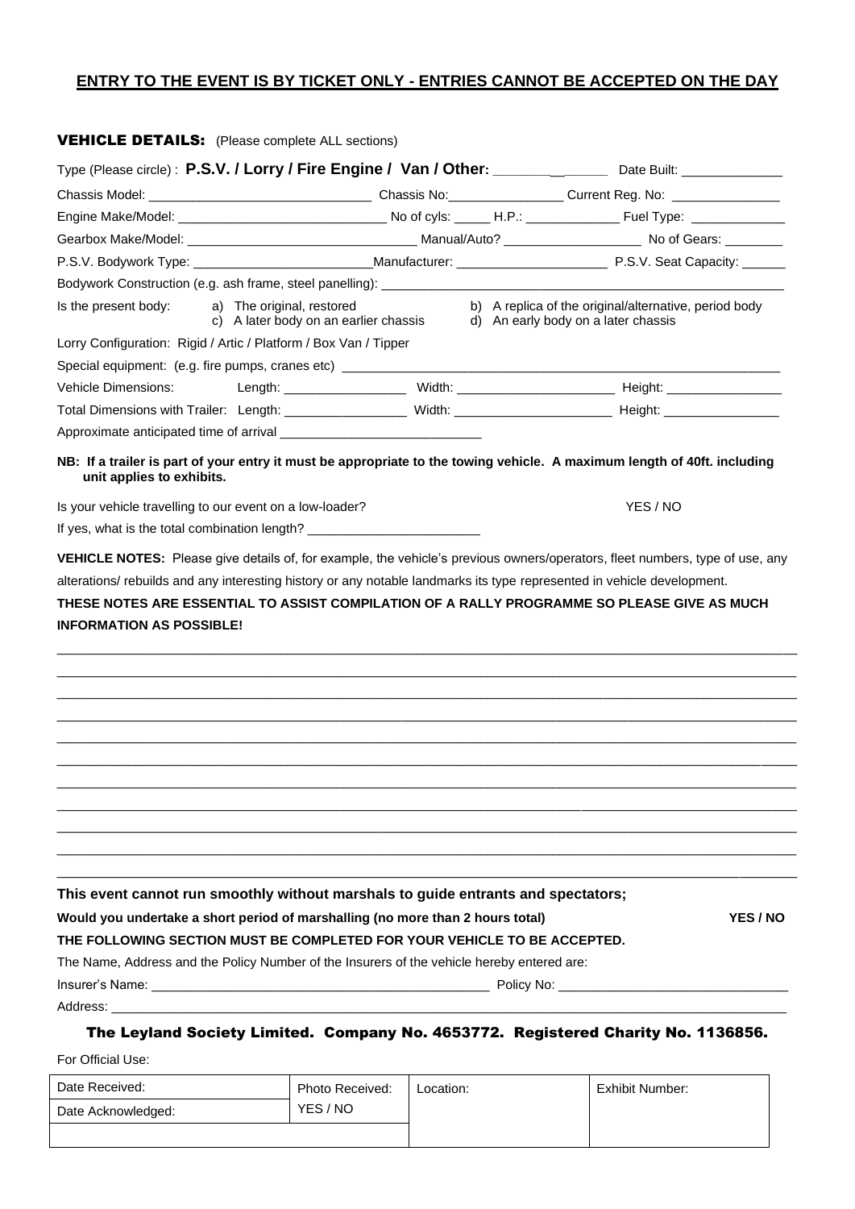**ENTRY TO THE EVENT IS BY TICKET ONLY - ENTRIES CANNOT BE ACCEPTED ON THE DAY**

**VEHICLE DETAILS:** (Please complete ALL sections)

Type (Please circle) : **P.S.V. / Lorry / Fire Engine / Van / Other:** ______________ Date Built: ______________

Chassis Model: _______________________________ Chassis No:________________ Current Reg. No: _______________

Engine Make/Model: _____________________________ No of cyls: _____ H.P.: _____________ Fuel Type: _____________

Gearbox Make/Model: ________________________________ Manual/Auto? ___________________ No of Gears: ________

P.S.V. Bodywork Type: _________________________Manufacturer: _____________________ P.S.V. Seat Capacity: ______

Bodywork Construction (e.g. ash frame, steel panelling): ___________________________________________________________

Is the present body:
- a) The original, restored
- b) A replica of the original/alternative, period body
- c) A later body on an earlier chassis
- d) An early body on a later chassis

Lorry Configuration: Rigid / Artic / Platform / Box Van / Tipper

Special equipment: (e.g. fire pumps, cranes etc) ___________________________________________________________

Vehicle Dimensions: Length: _________________ Width: ______________________ Height: ________________

Total Dimensions with Trailer: Length: _________________ Width: ______________________ Height: ________________

Approximate anticipated time of arrival ____________________________

**NB: If a trailer is part of your entry it must be appropriate to the towing vehicle. A maximum length of 40ft. including unit applies to exhibits.**

Is your vehicle travelling to our event on a low-loader? YES / NO

If yes, what is the total combination length? ________________________

**VEHICLE NOTES:** Please give details of, for example, the vehicle's previous owners/operators, fleet numbers, type of use, any alterations/ rebuilds and any interesting history or any notable landmarks its type represented in vehicle development.

**THESE NOTES ARE ESSENTIAL TO ASSIST COMPILATION OF A RALLY PROGRAMME SO PLEASE GIVE AS MUCH INFORMATION AS POSSIBLE!**

_____________________________________________________________________________________________

_____________________________________________________________________________________________

_____________________________________________________________________________________________

_____________________________________________________________________________________________

_____________________________________________________________________________________________

_____________________________________________________________________________________________

_____________________________________________________________________________________________

_____________________________________________________________________________________________

_____________________________________________________________________________________________

_____________________________________________________________________________________________

_____________________________________________________________________________________________

**This event cannot run smoothly without marshals to guide entrants and spectators;**

**Would you undertake a short period of marshalling (no more than 2 hours total) YES / NO**

**THE FOLLOWING SECTION MUST BE COMPLETED FOR YOUR VEHICLE TO BE ACCEPTED.**

The Name, Address and the Policy Number of the Insurers of the vehicle hereby entered are:

Insurer's Name: ________________________________________________ Policy No: ________________________________

Address: _____________________________________________________________________________________________

**The Leyland Society Limited. Company No. 4653772. Registered Charity No. 1136856.**

For Official Use:

| | | | |
|---|---|---|---|
| Date Received: | Photo Received: YES / NO | Location: | Exhibit Number: |
| Date Acknowledged: | | | |
| | | | |